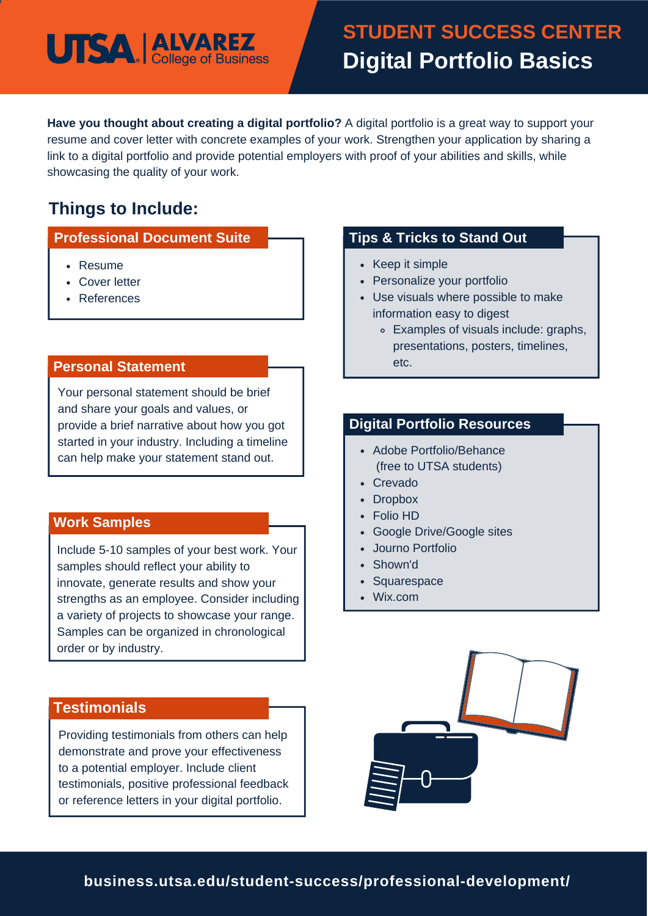UTSA | ALVAREZ College of Business

# STUDENT SUCCESS CENTER
# Digital Portfolio Basics

**Have you thought about creating a digital portfolio?** A digital portfolio is a great way to support your resume and cover letter with concrete examples of your work. Strengthen your application by sharing a link to a digital portfolio and provide potential employers with proof of your abilities and skills, while showcasing the quality of your work.

## Things to Include:

### Professional Document Suite

- Resume
- Cover letter
- References

### Personal Statement

Your personal statement should be brief and share your goals and values, or provide a brief narrative about how you got started in your industry. Including a timeline can help make your statement stand out.

### Work Samples

Include 5-10 samples of your best work. Your samples should reflect your ability to innovate, generate results and show your strengths as an employee. Consider including a variety of projects to showcase your range. Samples can be organized in chronological order or by industry.

### Testimonials

Providing testimonials from others can help demonstrate and prove your effectiveness to a potential employer. Include client testimonials, positive professional feedback or reference letters in your digital portfolio.

### Tips & Tricks to Stand Out

- Keep it simple
- Personalize your portfolio
- Use visuals where possible to make information easy to digest
  - Examples of visuals include: graphs, presentations, posters, timelines, etc.

### Digital Portfolio Resources

- Adobe Portfolio/Behance (free to UTSA students)
- Crevado
- Dropbox
- Folio HD
- Google Drive/Google sites
- Journo Portfolio
- Shown'd
- Squarespace
- Wix.com

**business.utsa.edu/student-success/professional-development/**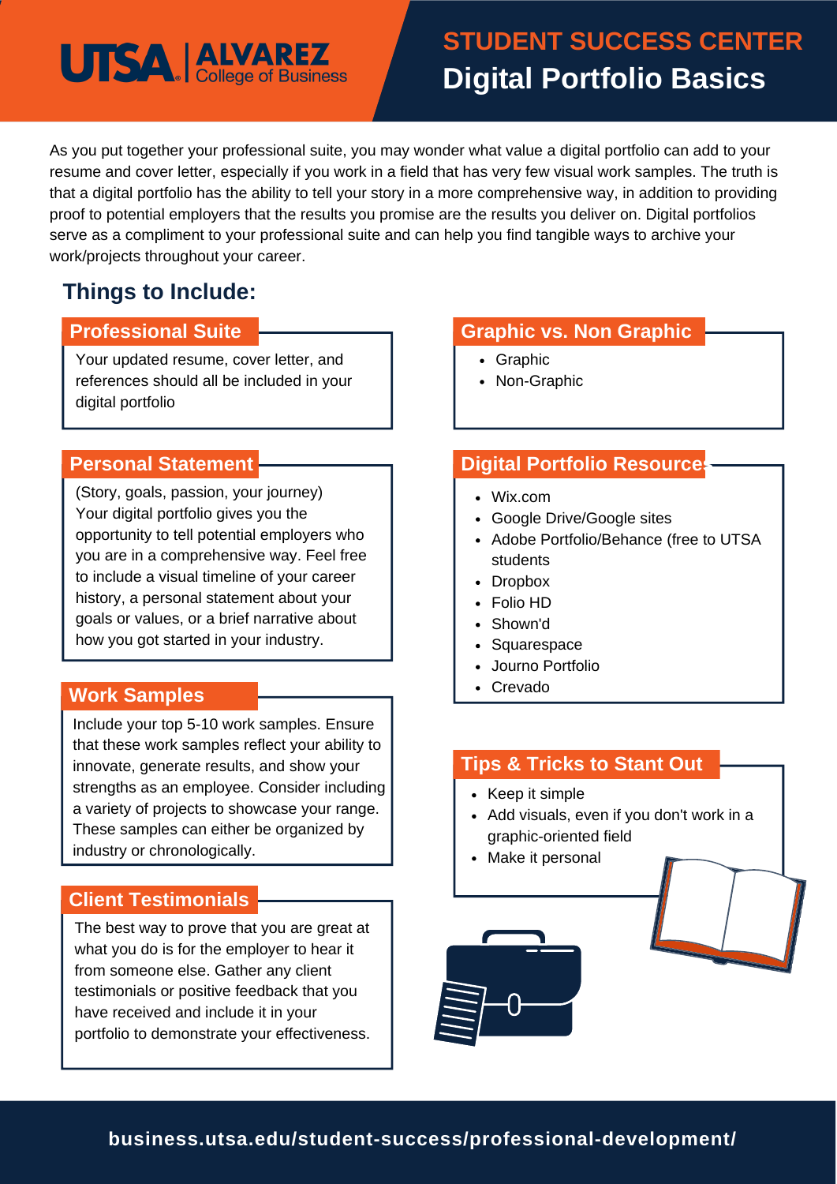UTSA | ALVAREZ College of Business

# STUDENT SUCCESS CENTER
# Digital Portfolio Basics

As you put together your professional suite, you may wonder what value a digital portfolio can add to your resume and cover letter, especially if you work in a field that has very few visual work samples. The truth is that a digital portfolio has the ability to tell your story in a more comprehensive way, in addition to providing proof to potential employers that the results you promise are the results you deliver on. Digital portfolios serve as a compliment to your professional suite and can help you find tangible ways to archive your work/projects throughout your career.

## Things to Include:

### Professional Suite

Your updated resume, cover letter, and references should all be included in your digital portfolio

### Personal Statement

(Story, goals, passion, your journey)
Your digital portfolio gives you the opportunity to tell potential employers who you are in a comprehensive way. Feel free to include a visual timeline of your career history, a personal statement about your goals or values, or a brief narrative about how you got started in your industry.

### Work Samples

Include your top 5-10 work samples. Ensure that these work samples reflect your ability to innovate, generate results, and show your strengths as an employee. Consider including a variety of projects to showcase your range. These samples can either be organized by industry or chronologically.

### Client Testimonials

The best way to prove that you are great at what you do is for the employer to hear it from someone else. Gather any client testimonials or positive feedback that you have received and include it in your portfolio to demonstrate your effectiveness.

### Graphic vs. Non Graphic

- Graphic
- Non-Graphic

### Digital Portfolio Resources

- Wix.com
- Google Drive/Google sites
- Adobe Portfolio/Behance (free to UTSA students
- Dropbox
- Folio HD
- Shown'd
- Squarespace
- Journo Portfolio
- Crevado

### Tips & Tricks to Stant Out

- Keep it simple
- Add visuals, even if you don't work in a graphic-oriented field
- Make it personal

business.utsa.edu/student-success/professional-development/